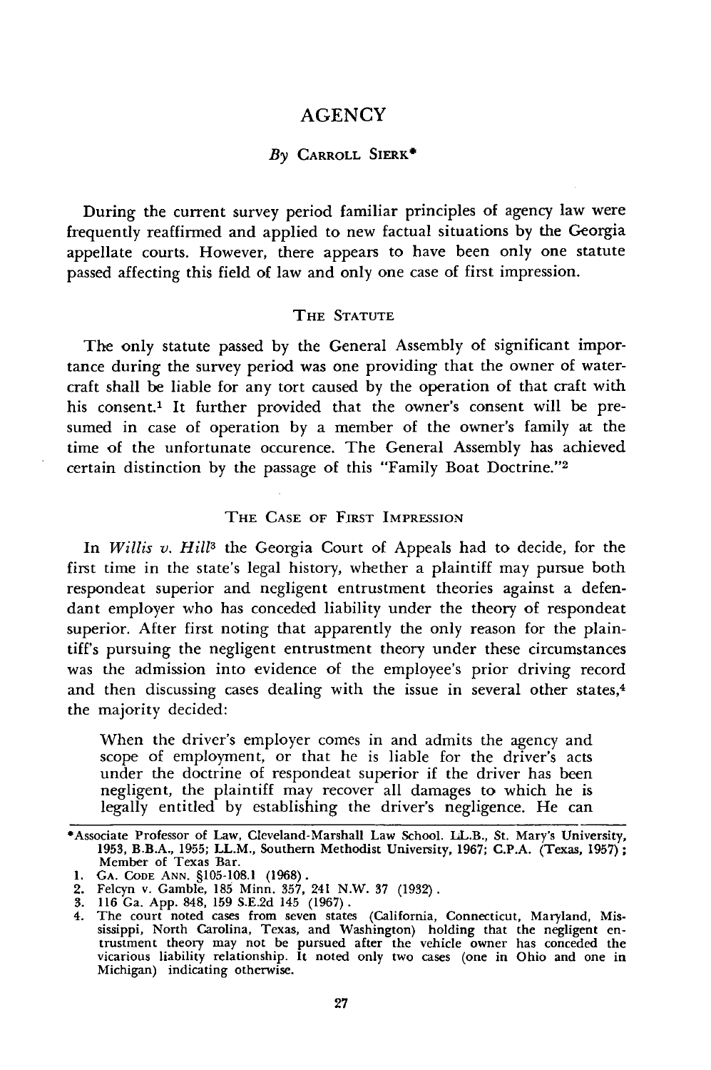# AGENCY

*By* CARROLL SIERK*

During the current survey period familiar principles of agency law were frequently reaffirmed and applied to new factual situations by the Georgia appellate courts. However, there appears to have been only one statute passed affecting this field of law and only one case of first impression.

## THE STATUTE

The only statute passed by the General Assembly of significant importance during the survey period was one providing that the owner of watercraft shall be liable for any tort caused by the operation of that craft with his consent.[1] It further provided that the owner's consent will be presumed in case of operation by a member of the owner's family at the time of the unfortunate occurence. The General Assembly has achieved certain distinction by the passage of this "Family Boat Doctrine."[2]

## THE CASE OF FIRST IMPRESSION

In *Willis v. Hill*[3] the Georgia Court of Appeals had to decide, for the first time in the state's legal history, whether a plaintiff may pursue both respondeat superior and negligent entrustment theories against a defendant employer who has conceded liability under the theory of respondeat superior. After first noting that apparently the only reason for the plaintiff's pursuing the negligent entrustment theory under these circumstances was the admission into evidence of the employee's prior driving record and then discussing cases dealing with the issue in several other states,[4] the majority decided:

> When the driver's employer comes in and admits the agency and scope of employment, or that he is liable for the driver's acts under the doctrine of respondeat superior if the driver has been negligent, the plaintiff may recover all damages to which he is legally entitled by establishing the driver's negligence. He can

---

*Associate Professor of Law, Cleveland-Marshall Law School. LL.B., St. Mary's University, 1953, B.B.A., 1955; LL.M., Southern Methodist University, 1967; C.P.A. (Texas, 1957); Member of Texas Bar.

1. GA. CODE ANN. §105-108.1 (1968).
2. Felcyn v. Gamble, 185 Minn. 357, 241 N.W. 37 (1932).
3. 116 Ga. App. 848, 159 S.E.2d 145 (1967).
4. The court noted cases from seven states (California, Connecticut, Maryland, Mississippi, North Carolina, Texas, and Washington) holding that the negligent entrustment theory may not be pursued after the vehicle owner has conceded the vicarious liability relationship. It noted only two cases (one in Ohio and one in Michigan) indicating otherwise.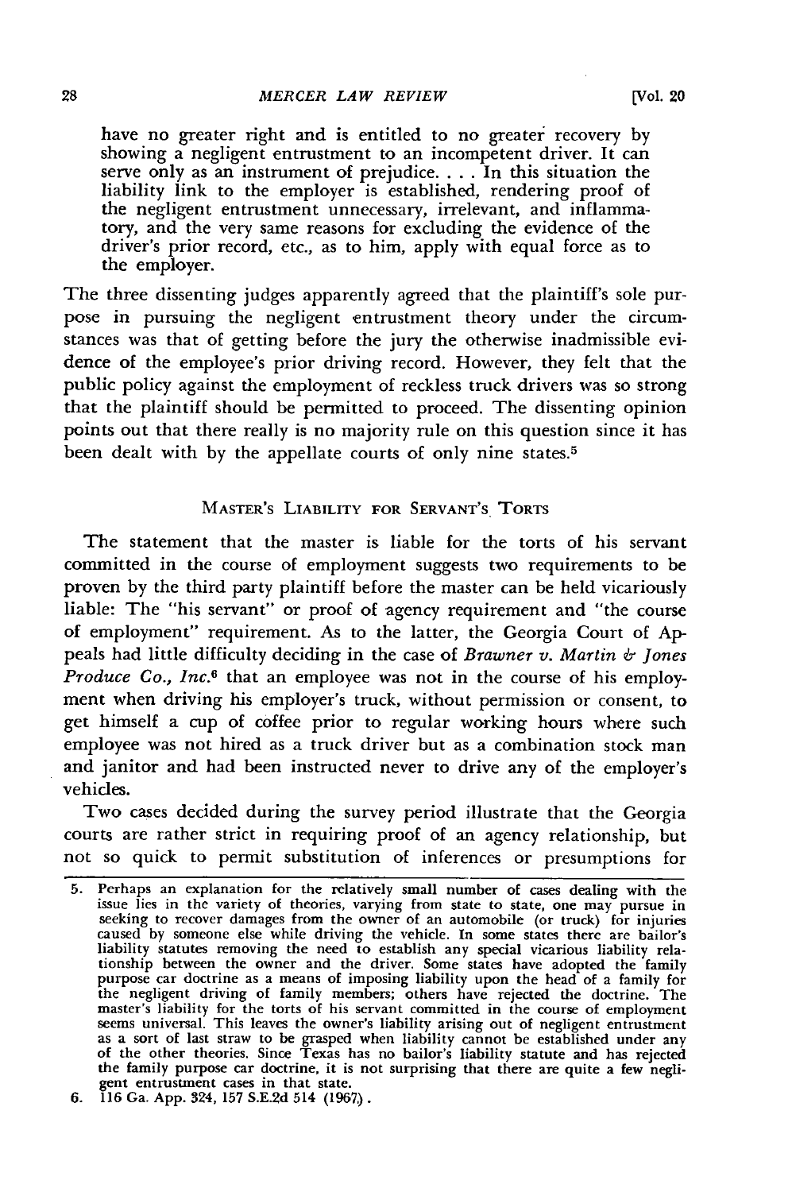have no greater right and is entitled to no greater recovery by showing a negligent entrustment to an incompetent driver. It can serve only as an instrument of prejudice. . . . In this situation the liability link to the employer is established, rendering proof of the negligent entrustment unnecessary, irrelevant, and inflammatory, and the very same reasons for excluding the evidence of the driver's prior record, etc., as to him, apply with equal force as to the employer.

The three dissenting judges apparently agreed that the plaintiff's sole purpose in pursuing the negligent entrustment theory under the circumstances was that of getting before the jury the otherwise inadmissible evidence of the employee's prior driving record. However, they felt that the public policy against the employment of reckless truck drivers was so strong that the plaintiff should be permitted to proceed. The dissenting opinion points out that there really is no majority rule on this question since it has been dealt with by the appellate courts of only nine states.[5]

## MASTER'S LIABILITY FOR SERVANT'S TORTS

The statement that the master is liable for the torts of his servant committed in the course of employment suggests two requirements to be proven by the third party plaintiff before the master can be held vicariously liable: The "his servant" or proof of agency requirement and "the course of employment" requirement. As to the latter, the Georgia Court of Appeals had little difficulty deciding in the case of *Brawner v. Martin & Jones Produce Co., Inc.*[6] that an employee was not in the course of his employment when driving his employer's truck, without permission or consent, to get himself a cup of coffee prior to regular working hours where such employee was not hired as a truck driver but as a combination stock man and janitor and had been instructed never to drive any of the employer's vehicles.

Two cases decided during the survey period illustrate that the Georgia courts are rather strict in requiring proof of an agency relationship, but not so quick to permit substitution of inferences or presumptions for

---

5. Perhaps an explanation for the relatively small number of cases dealing with the issue lies in the variety of theories, varying from state to state, one may pursue in seeking to recover damages from the owner of an automobile (or truck) for injuries caused by someone else while driving the vehicle. In some states there are bailor's liability statutes removing the need to establish any special vicarious liability relationship between the owner and the driver. Some states have adopted the family purpose car doctrine as a means of imposing liability upon the head of a family for the negligent driving of family members; others have rejected the doctrine. The master's liability for the torts of his servant committed in the course of employment seems universal. This leaves the owner's liability arising out of negligent entrustment as a sort of last straw to be grasped when liability cannot be established under any of the other theories. Since Texas has no bailor's liability statute and has rejected the family purpose car doctrine, it is not surprising that there are quite a few negligent entrustment cases in that state.

6. 116 Ga. App. 324, 157 S.E.2d 514 (1967).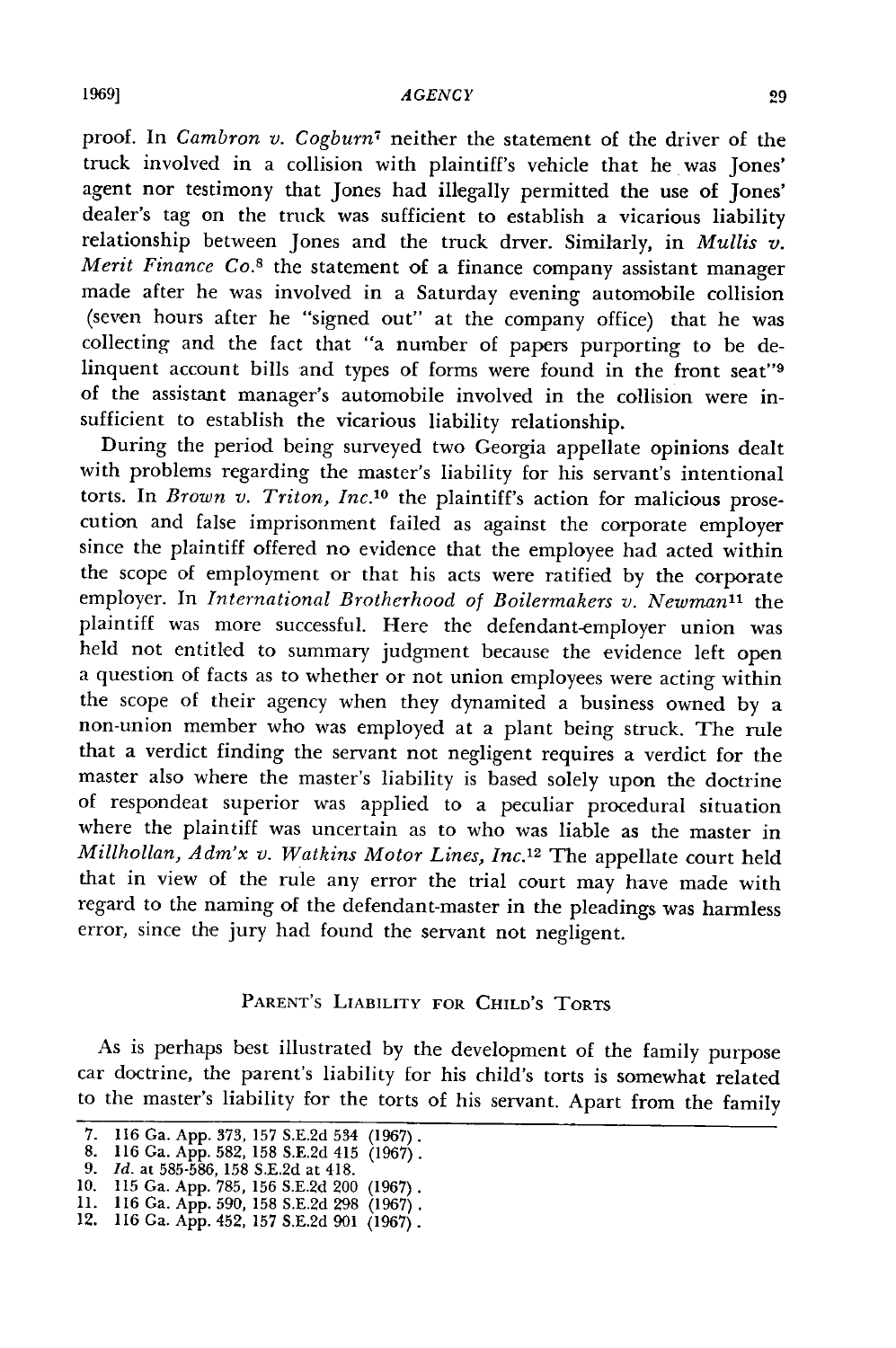proof. In *Cambron v. Cogburn*[7] neither the statement of the driver of the truck involved in a collision with plaintiff's vehicle that he was Jones' agent nor testimony that Jones had illegally permitted the use of Jones' dealer's tag on the truck was sufficient to establish a vicarious liability relationship between Jones and the truck drver. Similarly, in *Mullis v. Merit Finance Co.*[8] the statement of a finance company assistant manager made after he was involved in a Saturday evening automobile collision (seven hours after he "signed out" at the company office) that he was collecting and the fact that "a number of papers purporting to be delinquent account bills and types of forms were found in the front seat"[9] of the assistant manager's automobile involved in the collision were insufficient to establish the vicarious liability relationship.

During the period being surveyed two Georgia appellate opinions dealt with problems regarding the master's liability for his servant's intentional torts. In *Brown v. Triton, Inc.*[10] the plaintiff's action for malicious prosecution and false imprisonment failed as against the corporate employer since the plaintiff offered no evidence that the employee had acted within the scope of employment or that his acts were ratified by the corporate employer. In *International Brotherhood of Boilermakers v. Newman*[11] the plaintiff was more successful. Here the defendant-employer union was held not entitled to summary judgment because the evidence left open a question of facts as to whether or not union employees were acting within the scope of their agency when they dynamited a business owned by a non-union member who was employed at a plant being struck. The rule that a verdict finding the servant not negligent requires a verdict for the master also where the master's liability is based solely upon the doctrine of respondeat superior was applied to a peculiar procedural situation where the plaintiff was uncertain as to who was liable as the master in *Millhollan, Adm'x v. Watkins Motor Lines, Inc.*[12] The appellate court held that in view of the rule any error the trial court may have made with regard to the naming of the defendant-master in the pleadings was harmless error, since the jury had found the servant not negligent.

## PARENT'S LIABILITY FOR CHILD'S TORTS

As is perhaps best illustrated by the development of the family purpose car doctrine, the parent's liability for his child's torts is somewhat related to the master's liability for the torts of his servant. Apart from the family

7. 116 Ga. App. 373, 157 S.E.2d 534 (1967).
8. 116 Ga. App. 582, 158 S.E.2d 415 (1967).
9. *Id.* at 585-586, 158 S.E.2d at 418.
10. 115 Ga. App. 785, 156 S.E.2d 200 (1967).
11. 116 Ga. App. 590, 158 S.E.2d 298 (1967).
12. 116 Ga. App. 452, 157 S.E.2d 901 (1967).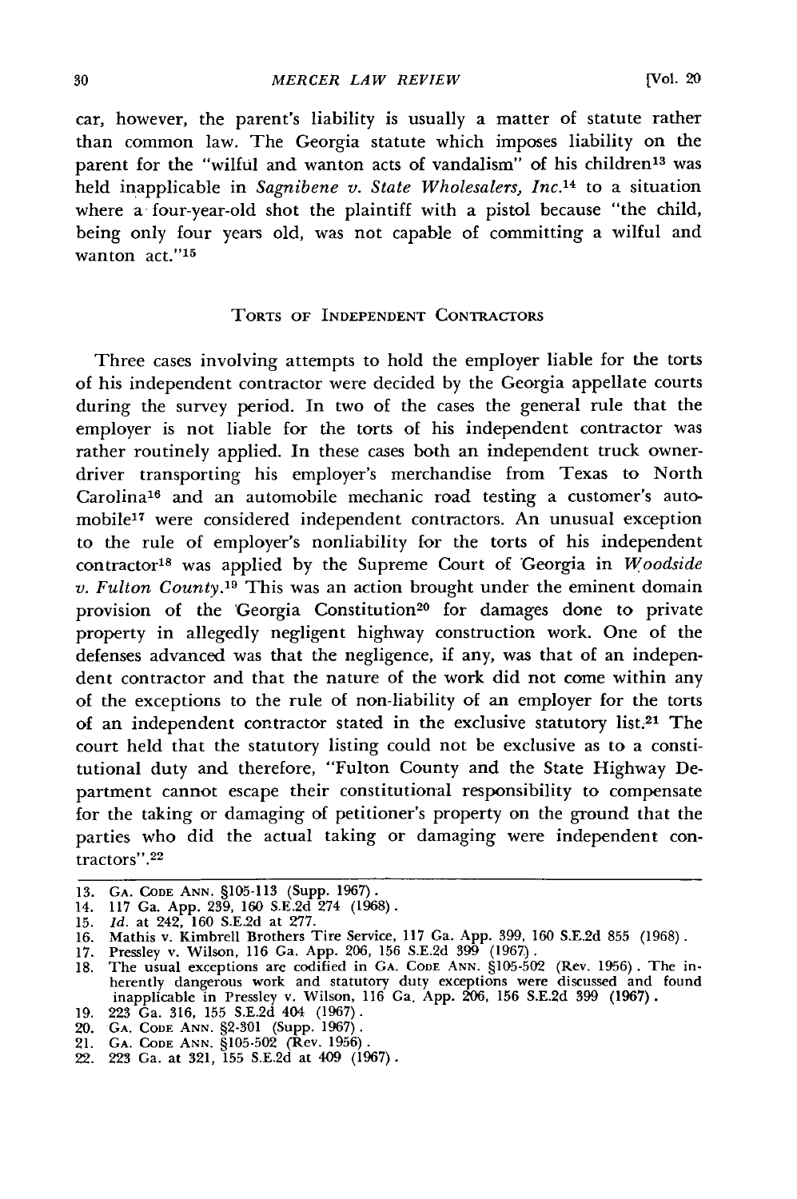car, however, the parent's liability is usually a matter of statute rather than common law. The Georgia statute which imposes liability on the parent for the "wilful and wanton acts of vandalism" of his children[13] was held inapplicable in *Sagnibene v. State Wholesalers, Inc.*[14] to a situation where a four-year-old shot the plaintiff with a pistol because "the child, being only four years old, was not capable of committing a wilful and wanton act."[15]

## TORTS OF INDEPENDENT CONTRACTORS

Three cases involving attempts to hold the employer liable for the torts of his independent contractor were decided by the Georgia appellate courts during the survey period. In two of the cases the general rule that the employer is not liable for the torts of his independent contractor was rather routinely applied. In these cases both an independent truck owner-driver transporting his employer's merchandise from Texas to North Carolina[16] and an automobile mechanic road testing a customer's automobile[17] were considered independent contractors. An unusual exception to the rule of employer's nonliability for the torts of his independent contractor[18] was applied by the Supreme Court of Georgia in *Woodside v. Fulton County*.[19] This was an action brought under the eminent domain provision of the Georgia Constitution[20] for damages done to private property in allegedly negligent highway construction work. One of the defenses advanced was that the negligence, if any, was that of an independent contractor and that the nature of the work did not come within any of the exceptions to the rule of non-liability of an employer for the torts of an independent contractor stated in the exclusive statutory list.[21] The court held that the statutory listing could not be exclusive as to a constitutional duty and therefore, "Fulton County and the State Highway Department cannot escape their constitutional responsibility to compensate for the taking or damaging of petitioner's property on the ground that the parties who did the actual taking or damaging were independent contractors".[22]

---

13. GA. CODE ANN. §105-113 (Supp. 1967).
14. 117 Ga. App. 239, 160 S.E.2d 274 (1968).
15. *Id.* at 242, 160 S.E.2d at 277.
16. Mathis v. Kimbrell Brothers Tire Service, 117 Ga. App. 399, 160 S.E.2d 855 (1968).
17. Pressley v. Wilson, 116 Ga. App. 206, 156 S.E.2d 399 (1967).
18. The usual exceptions are codified in GA. CODE ANN. §105-502 (Rev. 1956). The inherently dangerous work and statutory duty exceptions were discussed and found inapplicable in Pressley v. Wilson, 116 Ga. App. 206, 156 S.E.2d 399 (1967).
19. 223 Ga. 316, 155 S.E.2d 404 (1967).
20. GA. CODE ANN. §2-301 (Supp. 1967).
21. GA. CODE ANN. §105-502 (Rev. 1956).
22. 223 Ga. at 321, 155 S.E.2d at 409 (1967).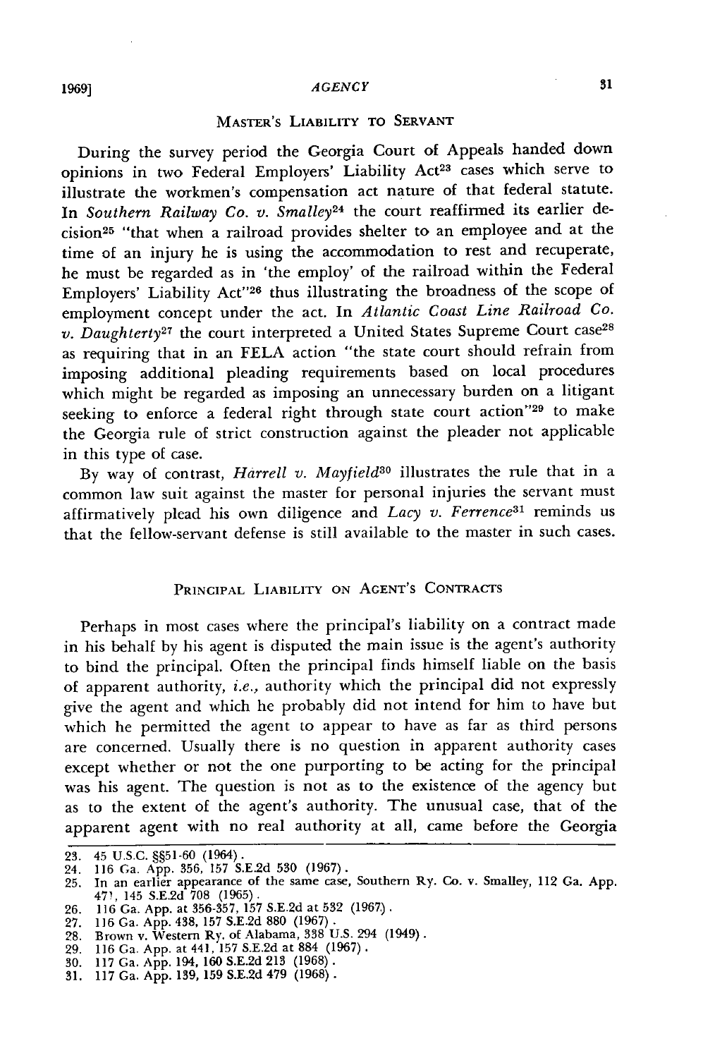### MASTER'S LIABILITY TO SERVANT

During the survey period the Georgia Court of Appeals handed down opinions in two Federal Employers' Liability Act[23] cases which serve to illustrate the workmen's compensation act nature of that federal statute. In *Southern Railway Co. v. Smalley*[24] the court reaffirmed its earlier decision[25] "that when a railroad provides shelter to an employee and at the time of an injury he is using the accommodation to rest and recuperate, he must be regarded as in 'the employ' of the railroad within the Federal Employers' Liability Act"[26] thus illustrating the broadness of the scope of employment concept under the act. In *Atlantic Coast Line Railroad Co. v. Daughterty*[27] the court interpreted a United States Supreme Court case[28] as requiring that in an FELA action "the state court should refrain from imposing additional pleading requirements based on local procedures which might be regarded as imposing an unnecessary burden on a litigant seeking to enforce a federal right through state court action"[29] to make the Georgia rule of strict construction against the pleader not applicable in this type of case.

By way of contrast, *Harrell v. Mayfield*[30] illustrates the rule that in a common law suit against the master for personal injuries the servant must affirmatively plead his own diligence and *Lacy v. Ferrence*[31] reminds us that the fellow-servant defense is still available to the master in such cases.

### PRINCIPAL LIABILITY ON AGENT'S CONTRACTS

Perhaps in most cases where the principal's liability on a contract made in his behalf by his agent is disputed the main issue is the agent's authority to bind the principal. Often the principal finds himself liable on the basis of apparent authority, *i.e.*, authority which the principal did not expressly give the agent and which he probably did not intend for him to have but which he permitted the agent to appear to have as far as third persons are concerned. Usually there is no question in apparent authority cases except whether or not the one purporting to be acting for the principal was his agent. The question is not as to the existence of the agency but as to the extent of the agent's authority. The unusual case, that of the apparent agent with no real authority at all, came before the Georgia

---

23. 45 U.S.C. §§51-60 (1964).
24. 116 Ga. App. 356, 157 S.E.2d 530 (1967).
25. In an earlier appearance of the same case, Southern Ry. Co. v. Smalley, 112 Ga. App. 471, 145 S.E.2d 708 (1965).
26. 116 Ga. App. at 356-357, 157 S.E.2d at 532 (1967).
27. 116 Ga. App. 438, 157 S.E.2d 880 (1967).
28. Brown v. Western Ry. of Alabama, 338 U.S. 294 (1949).
29. 116 Ga. App. at 441, 157 S.E.2d at 884 (1967).
30. 117 Ga. App. 194, 160 S.E.2d 213 (1968).
31. 117 Ga. App. 139, 159 S.E.2d 479 (1968).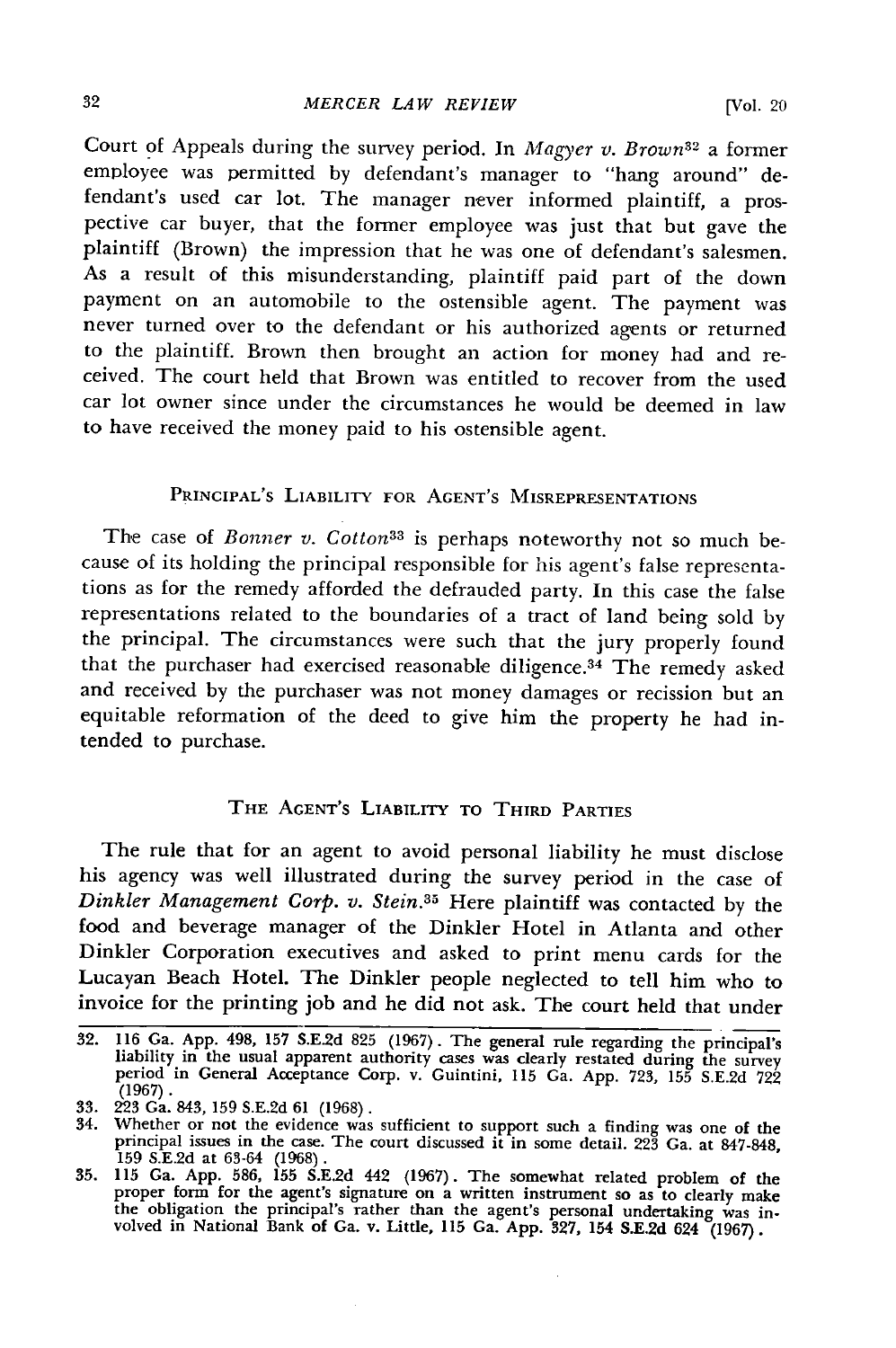Court of Appeals during the survey period. In *Magyer v. Brown*[32] a former employee was permitted by defendant's manager to "hang around" defendant's used car lot. The manager never informed plaintiff, a prospective car buyer, that the former employee was just that but gave the plaintiff (Brown) the impression that he was one of defendant's salesmen. As a result of this misunderstanding, plaintiff paid part of the down payment on an automobile to the ostensible agent. The payment was never turned over to the defendant or his authorized agents or returned to the plaintiff. Brown then brought an action for money had and received. The court held that Brown was entitled to recover from the used car lot owner since under the circumstances he would be deemed in law to have received the money paid to his ostensible agent.

### PRINCIPAL'S LIABILITY FOR AGENT'S MISREPRESENTATIONS

The case of *Bonner v. Cotton*[33] is perhaps noteworthy not so much because of its holding the principal responsible for his agent's false representations as for the remedy afforded the defrauded party. In this case the false representations related to the boundaries of a tract of land being sold by the principal. The circumstances were such that the jury properly found that the purchaser had exercised reasonable diligence.[34] The remedy asked and received by the purchaser was not money damages or recission but an equitable reformation of the deed to give him the property he had intended to purchase.

### THE AGENT'S LIABILITY TO THIRD PARTIES

The rule that for an agent to avoid personal liability he must disclose his agency was well illustrated during the survey period in the case of *Dinkler Management Corp. v. Stein.*[35] Here plaintiff was contacted by the food and beverage manager of the Dinkler Hotel in Atlanta and other Dinkler Corporation executives and asked to print menu cards for the Lucayan Beach Hotel. The Dinkler people neglected to tell him who to invoice for the printing job and he did not ask. The court held that under

---

32. 116 Ga. App. 498, 157 S.E.2d 825 (1967). The general rule regarding the principal's liability in the usual apparent authority cases was clearly restated during the survey period in General Acceptance Corp. v. Guintini, 115 Ga. App. 723, 155 S.E.2d 722 (1967).

33. 223 Ga. 843, 159 S.E.2d 61 (1968).

34. Whether or not the evidence was sufficient to support such a finding was one of the principal issues in the case. The court discussed it in some detail. 223 Ga. at 847-848, 159 S.E.2d at 63-64 (1968).

35. 115 Ga. App. 586, 155 S.E.2d 442 (1967). The somewhat related problem of the proper form for the agent's signature on a written instrument so as to clearly make the obligation the principal's rather than the agent's personal undertaking was involved in National Bank of Ga. v. Little, 115 Ga. App. 327, 154 S.E.2d 624 (1967).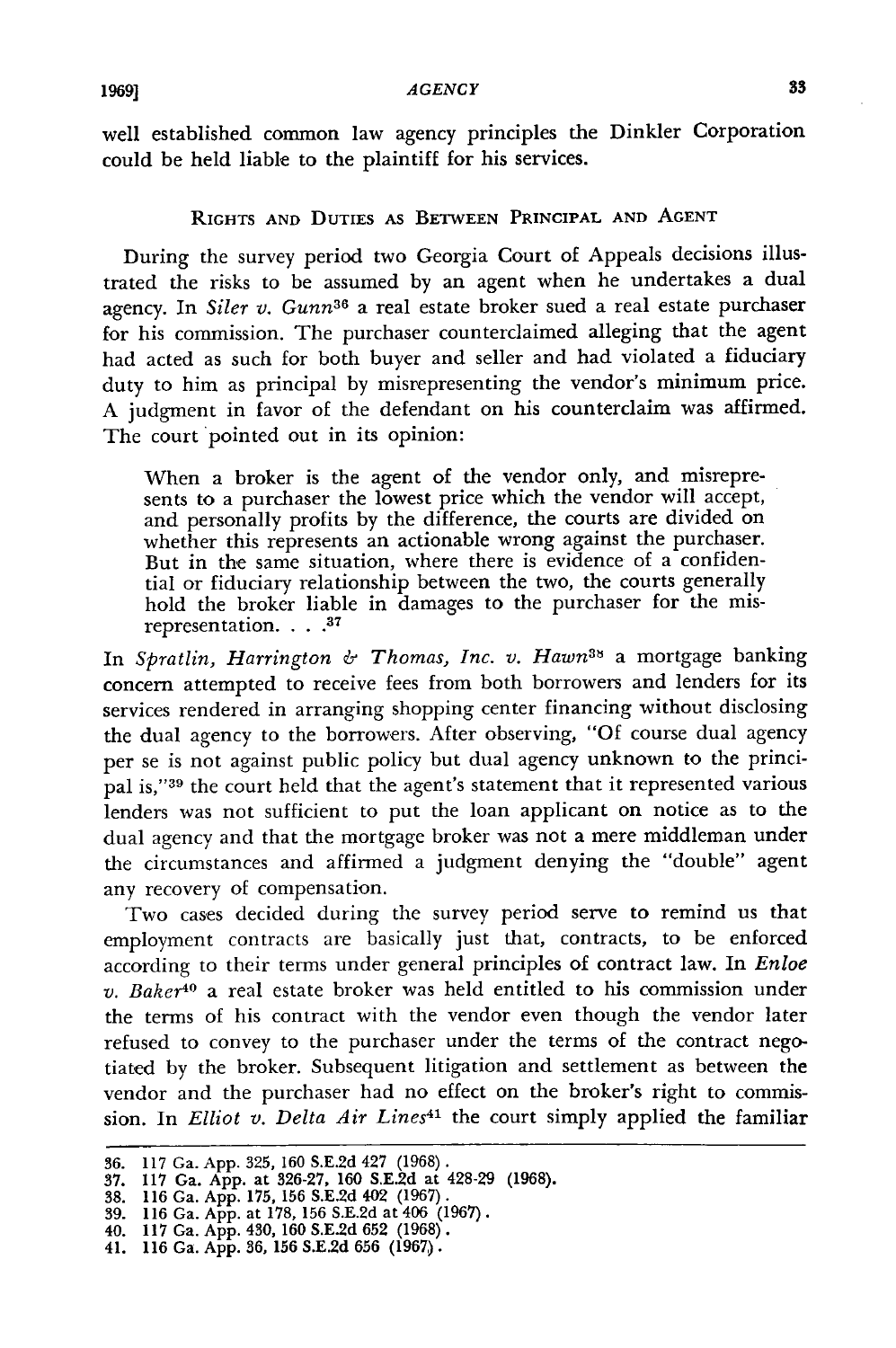well established common law agency principles the Dinkler Corporation could be held liable to the plaintiff for his services.

### RIGHTS AND DUTIES AS BETWEEN PRINCIPAL AND AGENT

During the survey period two Georgia Court of Appeals decisions illustrated the risks to be assumed by an agent when he undertakes a dual agency. In *Siler v. Gunn*[36] a real estate broker sued a real estate purchaser for his commission. The purchaser counterclaimed alleging that the agent had acted as such for both buyer and seller and had violated a fiduciary duty to him as principal by misrepresenting the vendor's minimum price. A judgment in favor of the defendant on his counterclaim was affirmed. The court pointed out in its opinion:

> When a broker is the agent of the vendor only, and misrepresents to a purchaser the lowest price which the vendor will accept, and personally profits by the difference, the courts are divided on whether this represents an actionable wrong against the purchaser. But in the same situation, where there is evidence of a confidential or fiduciary relationship between the two, the courts generally hold the broker liable in damages to the purchaser for the misrepresentation. . . .[37]

In *Spratlin, Harrington & Thomas, Inc. v. Hawn*[38] a mortgage banking concern attempted to receive fees from both borrowers and lenders for its services rendered in arranging shopping center financing without disclosing the dual agency to the borrowers. After observing, "Of course dual agency per se is not against public policy but dual agency unknown to the principal is,"[39] the court held that the agent's statement that it represented various lenders was not sufficient to put the loan applicant on notice as to the dual agency and that the mortgage broker was not a mere middleman under the circumstances and affirmed a judgment denying the "double" agent any recovery of compensation.

Two cases decided during the survey period serve to remind us that employment contracts are basically just that, contracts, to be enforced according to their terms under general principles of contract law. In *Enloe v. Baker*[40] a real estate broker was held entitled to his commission under the terms of his contract with the vendor even though the vendor later refused to convey to the purchaser under the terms of the contract negotiated by the broker. Subsequent litigation and settlement as between the vendor and the purchaser had no effect on the broker's right to commission. In *Elliot v. Delta Air Lines*[41] the court simply applied the familiar

---

36. 117 Ga. App. 325, 160 S.E.2d 427 (1968).
37. 117 Ga. App. at 326-27, 160 S.E.2d at 428-29 (1968).
38. 116 Ga. App. 175, 156 S.E.2d 402 (1967).
39. 116 Ga. App. at 178, 156 S.E.2d at 406 (1967).
40. 117 Ga. App. 430, 160 S.E.2d 652 (1968).
41. 116 Ga. App. 36, 156 S.E.2d 656 (1967).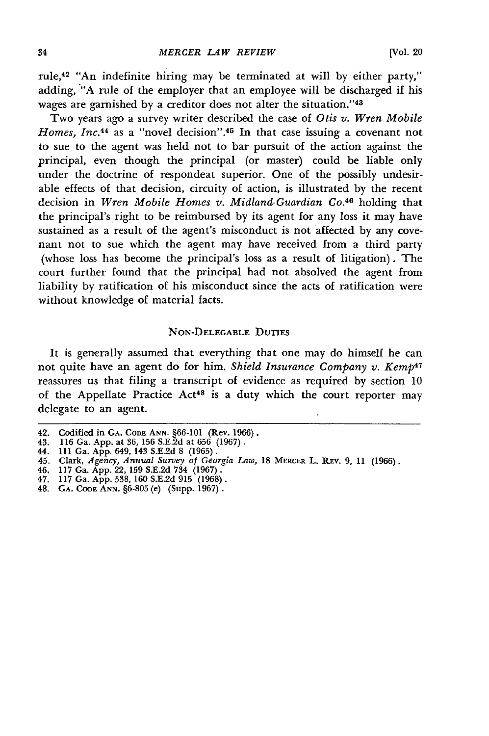rule,[42] "An indefinite hiring may be terminated at will by either party," adding, "A rule of the employer that an employee will be discharged if his wages are garnished by a creditor does not alter the situation."[43]

Two years ago a survey writer described the case of *Otis v. Wren Mobile Homes, Inc.*[44] as a "novel decision".[45] In that case issuing a covenant not to sue to the agent was held not to bar pursuit of the action against the principal, even though the principal (or master) could be liable only under the doctrine of respondeat superior. One of the possibly undesirable effects of that decision, circuity of action, is illustrated by the recent decision in *Wren Mobile Homes v. Midland-Guardian Co.*[46] holding that the principal's right to be reimbursed by its agent for any loss it may have sustained as a result of the agent's misconduct is not affected by any covenant not to sue which the agent may have received from a third party (whose loss has become the principal's loss as a result of litigation). The court further found that the principal had not absolved the agent from liability by ratification of his misconduct since the acts of ratification were without knowledge of material facts.

## NON-DELEGABLE DUTIES

It is generally assumed that everything that one may do himself he can not quite have an agent do for him. *Shield Insurance Company v. Kemp*[47] reassures us that filing a transcript of evidence as required by section 10 of the Appellate Practice Act[48] is a duty which the court reporter may delegate to an agent.

---

42. Codified in GA. CODE ANN. §66-101 (Rev. 1966).
43. 116 Ga. App. at 36, 156 S.E.2d at 656 (1967).
44. 111 Ga. App. 649, 143 S.E.2d 8 (1965).
45. Clark, *Agency, Annual Survey of Georgia Law,* 18 MERCER L. REV. 9, 11 (1966).
46. 117 Ga. App. 22, 159 S.E.2d 734 (1967).
47. 117 Ga. App. 538, 160 S.E.2d 915 (1968).
48. GA. CODE ANN. §6-805 (e) (Supp. 1967).